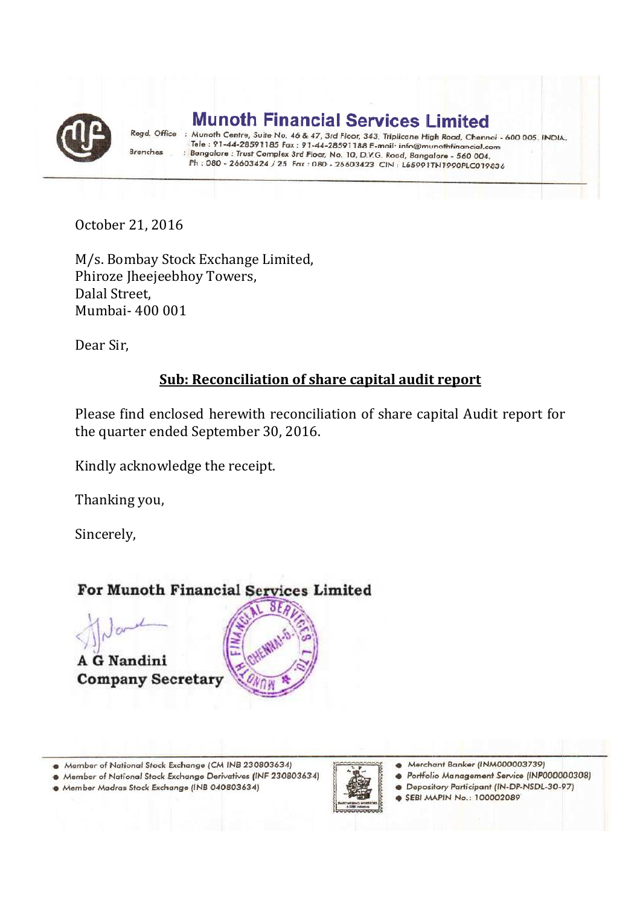# Munoth Financial Services Limited

Regd. Office : Munoth Centre, Suite No. 46 & 47, 3rd Floor, 343, Triplicane High Road, Chennai - 600 005. INDIA.
Tele : 91-44-28591185 Fax : 91-44-28591188 E-mail: info@munothfinancial.com

Branches : Bangalore : Trust Complex 3rd Floor, No. 10, D.V.G. Road, Bangalore - 560 004.
Ph : 080 - 26603424 / 25 Fax : 080 - 26603423 CIN : L65991TN1990PLC019836

---

October 21, 2016

M/s. Bombay Stock Exchange Limited,
Phiroze Jheejeebhoy Towers,
Dalal Street,
Mumbai- 400 001

Dear Sir,

**Sub: Reconciliation of share capital audit report**

Please find enclosed herewith reconciliation of share capital Audit report for the quarter ended September 30, 2016.

Kindly acknowledge the receipt.

Thanking you,

Sincerely,

**For Munoth Financial Services Limited**

**A G Nandini**
**Company Secretary**

---

- Member of National Stock Exchange (CM INB 230803634)
- Member of National Stock Exchange Derivatives (INF 230803634)
- Member Madras Stock Exchange (INB 040803634)
- Merchant Banker (INM000003739)
- Portfolio Management Service (INP000000308)
- Depository Participant (IN-DP-NSDL-30-97)
- SEBI MAPIN No.: 100002089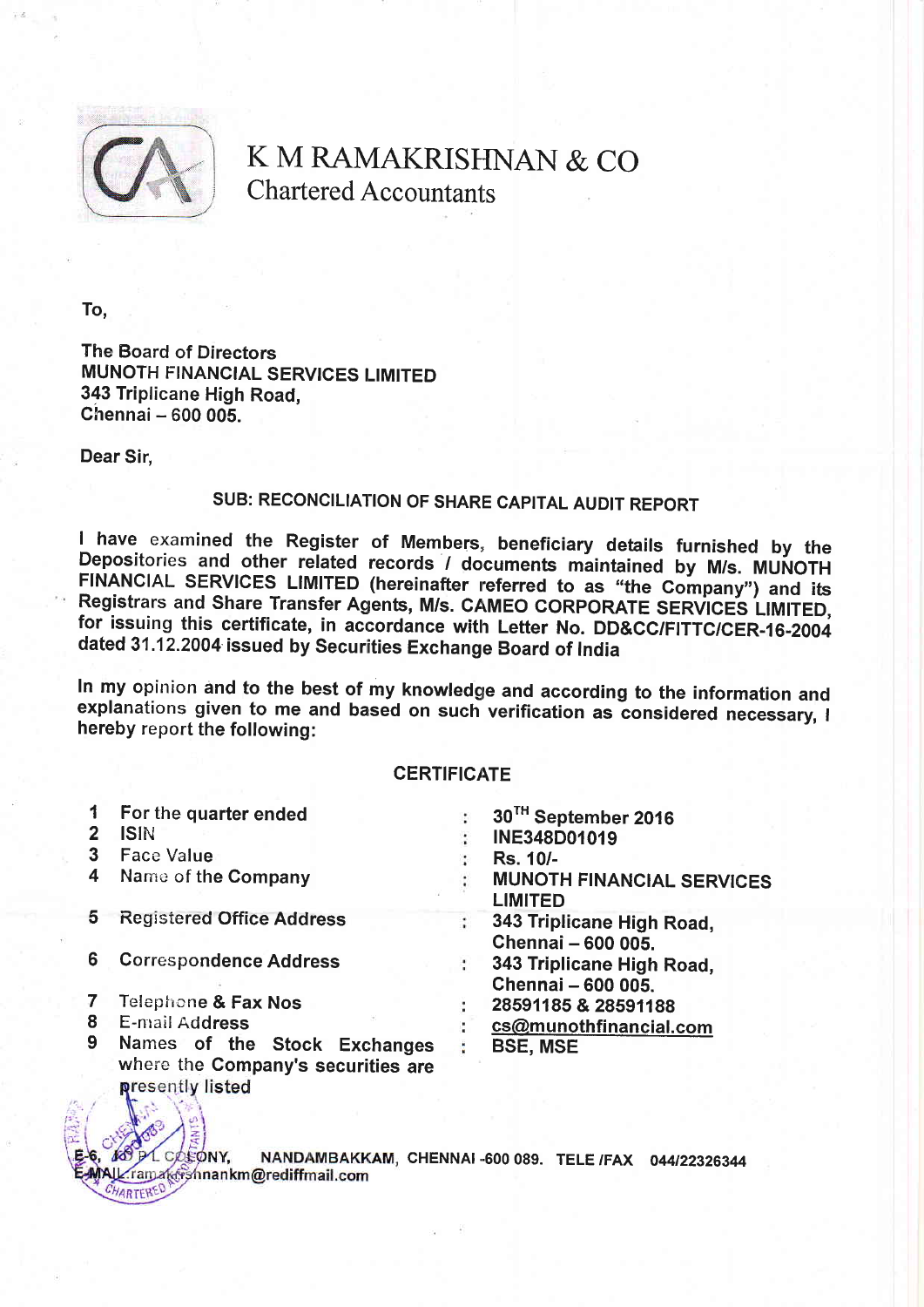# K M RAMAKRISHNAN & CO
## Chartered Accountants

To,

The Board of Directors
MUNOTH FINANCIAL SERVICES LIMITED
343 Triplicane High Road,
Chennai – 600 005.

Dear Sir,

**SUB: RECONCILIATION OF SHARE CAPITAL AUDIT REPORT**

I have examined the Register of Members, beneficiary details furnished by the Depositories and other related records / documents maintained by M/s. MUNOTH FINANCIAL SERVICES LIMITED (hereinafter referred to as "the Company") and its Registrars and Share Transfer Agents, M/s. CAMEO CORPORATE SERVICES LIMITED, for issuing this certificate, in accordance with Letter No. DD&CC/FITTC/CER-16-2004 dated 31.12.2004 issued by Securities Exchange Board of India

In my opinion and to the best of my knowledge and according to the information and explanations given to me and based on such verification as considered necessary, I hereby report the following:

**CERTIFICATE**

| | | | |
|---|---|---|---|
| 1 | For the quarter ended | : | 30TH September 2016 |
| 2 | ISIN | : | INE348D01019 |
| 3 | Face Value | : | Rs. 10/- |
| 4 | Name of the Company | : | MUNOTH FINANCIAL SERVICES LIMITED |
| 5 | Registered Office Address | : | 343 Triplicane High Road, Chennai – 600 005. |
| 6 | Correspondence Address | : | 343 Triplicane High Road, Chennai – 600 005. |
| 7 | Telephone & Fax Nos | : | 28591185 & 28591188 |
| 8 | E-mail Address | : | cs@munothfinancial.com |
| 9 | Names of the Stock Exchanges where the Company's securities are presently listed | : | BSE, MSE |

E-6, TNPL COLONY, NANDAMBAKKAM, CHENNAI -600 089. TELE /FAX 044/22326344
E-MAIL: ramakrishnankm@rediffmail.com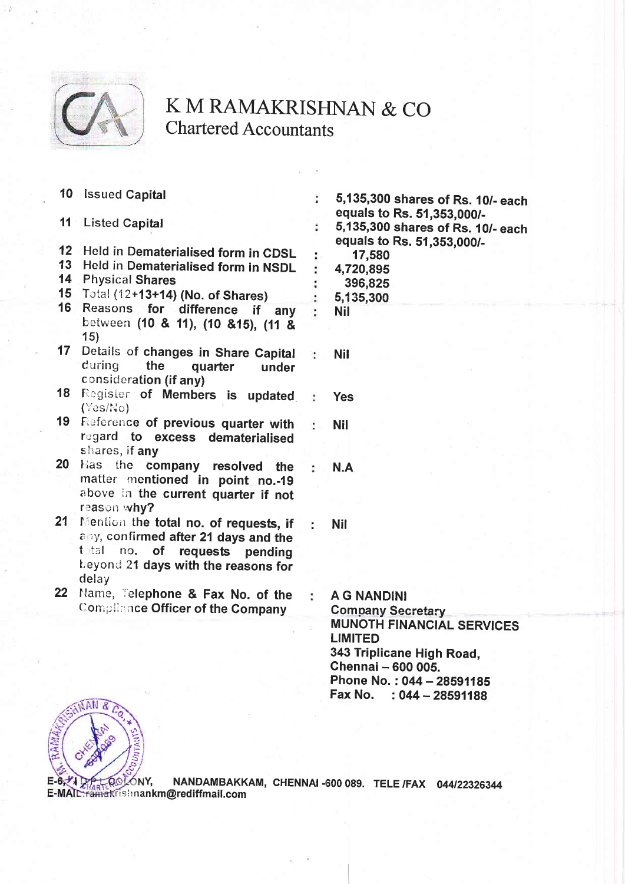# K M RAMAKRISHNAN & CO
Chartered Accountants

| | | | |
|---|---|---|---|
| 10 | Issued Capital | : | 5,135,300 shares of Rs. 10/- each equals to Rs. 51,353,000/- |
| 11 | Listed Capital | : | 5,135,300 shares of Rs. 10/- each equals to Rs. 51,353,000/- |
| 12 | Held in Dematerialised form in CDSL | : | 17,580 |
| 13 | Held in Dematerialised form in NSDL | : | 4,720,895 |
| 14 | Physical Shares | : | 396,825 |
| 15 | Total (12+13+14) (No. of Shares) | : | 5,135,300 |
| 16 | Reasons for difference if any between (10 & 11), (10 &15), (11 & 15) | : | Nil |
| 17 | Details of changes in Share Capital during the quarter under consideration (if any) | : | Nil |
| 18 | Register of Members is updated (Yes/No) | : | Yes |
| 19 | Reference of previous quarter with regard to excess dematerialised shares, if any | : | Nil |
| 20 | Has the company resolved the matter mentioned in point no.-19 above in the current quarter if not reason why? | : | N.A |
| 21 | Mention the total no. of requests, if any, confirmed after 21 days and the total no. of requests pending beyond 21 days with the reasons for delay | : | Nil |
| 22 | Name, Telephone & Fax No. of the Compliance Officer of the Company | : | A G NANDINI<br>Company Secretary<br>MUNOTH FINANCIAL SERVICES LIMITED<br>343 Triplicane High Road,<br>Chennai – 600 005.<br>Phone No. : 044 – 28591185<br>Fax No. : 044 – 28591188 |

E-6, I DPI COLONY, NANDAMBAKKAM, CHENNAI -600 089. TELE /FAX 044/22326344
E-MAIL: ramakrishnankm@rediffmail.com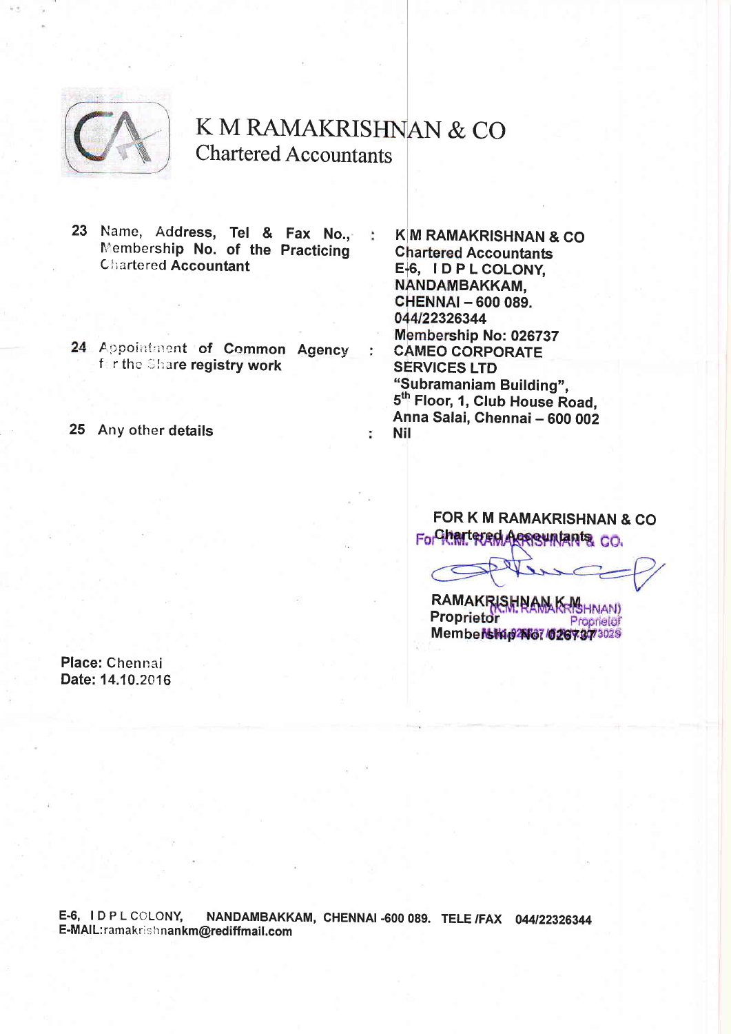# K M RAMAKRISHNAN & CO
## Chartered Accountants

| | | | |
|---|---|---|---|
| 23 | Name, Address, Tel & Fax No., Membership No. of the Practicing Chartered Accountant | : | **K M RAMAKRISHNAN & CO** <br> **Chartered Accountants** <br> **E-6, I D P L COLONY,** <br> **NANDAMBAKKAM,** <br> **CHENNAI – 600 089.** <br> **044/22326344** <br> **Membership No: 026737** |
| 24 | Appointment of Common Agency for the Share registry work | : | **CAMEO CORPORATE SERVICES LTD** <br> **"Subramaniam Building",** <br> **5th Floor, 1, Club House Road,** <br> **Anna Salai, Chennai – 600 002** |
| 25 | Any other details | : | **Nil** |

**FOR K M RAMAKRISHNAN & CO**
**Chartered Accountants**

For K.M. RAMAKRISHNAN & CO.

(K.M. RAMAKRISHNAN)
Proprietor

**RAMAKRISHNAN K M**
**Proprietor**
**Membership No: 026737**

**Place:** Chennai
**Date: 14.10.2016**

E-6, I D P L COLONY, NANDAMBAKKAM, CHENNAI -600 089. TELE /FAX 044/22326344
E-MAIL:ramakrishnankm@rediffmail.com